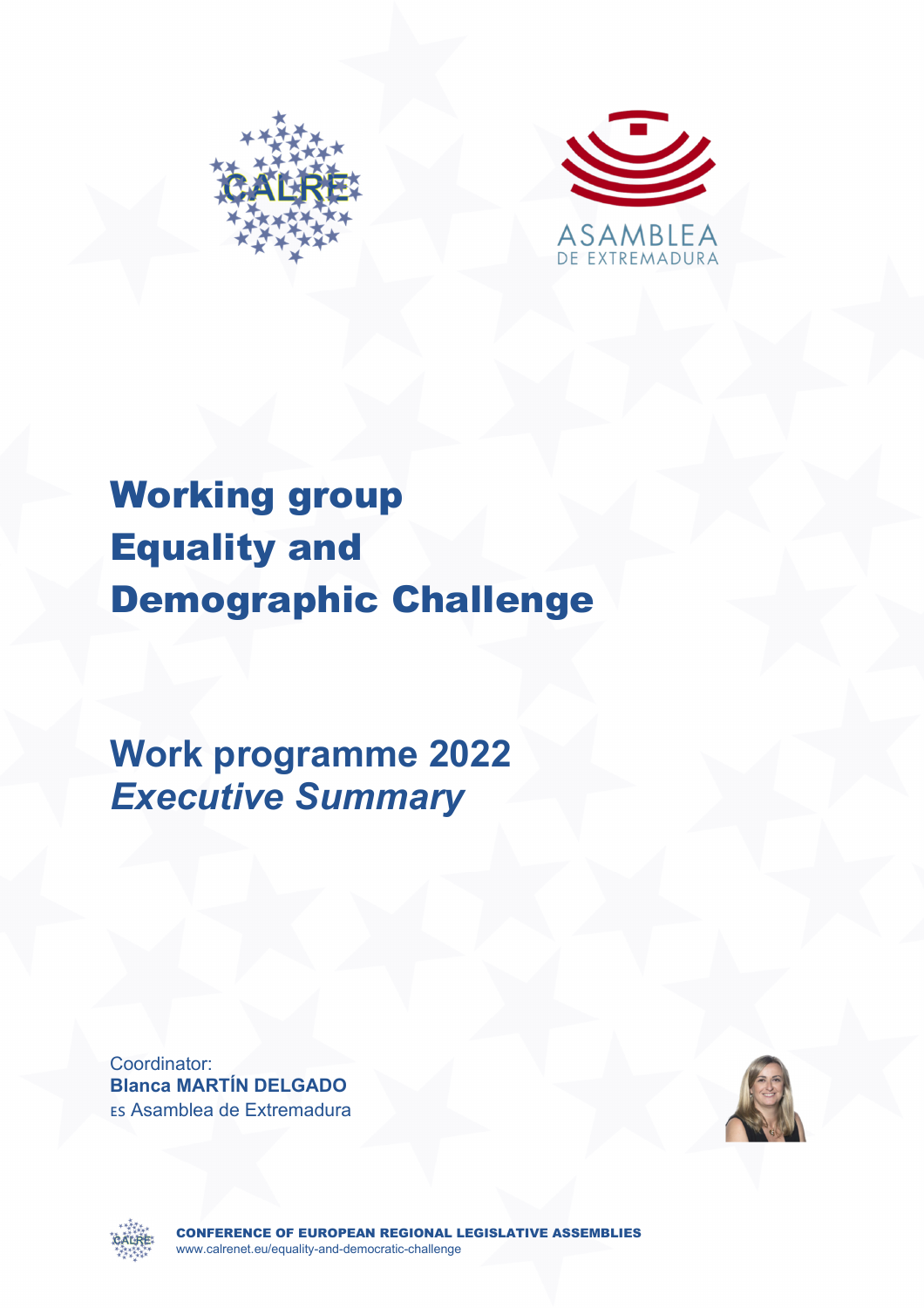# Working group Equality and Demographic Challenge

## Work programme 2022
## *Executive Summary*

Coordinator:
**Blanca MARTÍN DELGADO**
ES Asamblea de Extremadura

**CONFERENCE OF EUROPEAN REGIONAL LEGISLATIVE ASSEMBLIES**
www.calrenet.eu/equality-and-democratic-challenge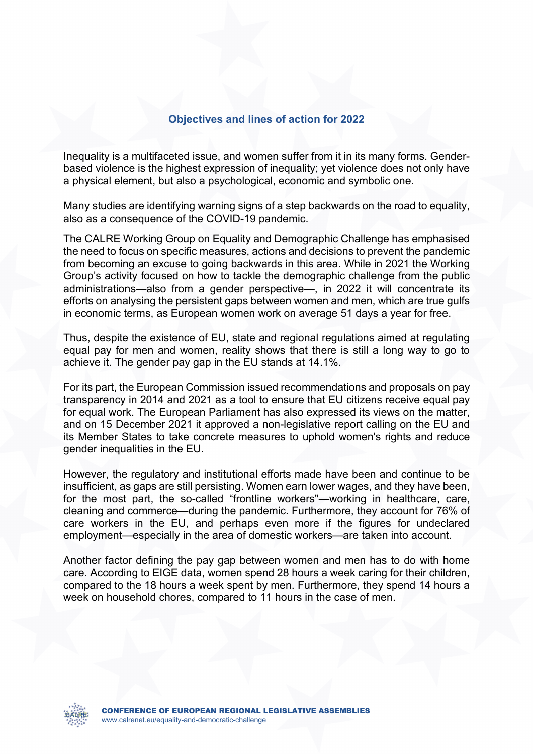## Objectives and lines of action for 2022

Inequality is a multifaceted issue, and women suffer from it in its many forms. Gender-based violence is the highest expression of inequality; yet violence does not only have a physical element, but also a psychological, economic and symbolic one.

Many studies are identifying warning signs of a step backwards on the road to equality, also as a consequence of the COVID-19 pandemic.

The CALRE Working Group on Equality and Demographic Challenge has emphasised the need to focus on specific measures, actions and decisions to prevent the pandemic from becoming an excuse to going backwards in this area. While in 2021 the Working Group's activity focused on how to tackle the demographic challenge from the public administrations—also from a gender perspective—, in 2022 it will concentrate its efforts on analysing the persistent gaps between women and men, which are true gulfs in economic terms, as European women work on average 51 days a year for free.

Thus, despite the existence of EU, state and regional regulations aimed at regulating equal pay for men and women, reality shows that there is still a long way to go to achieve it. The gender pay gap in the EU stands at 14.1%.

For its part, the European Commission issued recommendations and proposals on pay transparency in 2014 and 2021 as a tool to ensure that EU citizens receive equal pay for equal work. The European Parliament has also expressed its views on the matter, and on 15 December 2021 it approved a non-legislative report calling on the EU and its Member States to take concrete measures to uphold women's rights and reduce gender inequalities in the EU.

However, the regulatory and institutional efforts made have been and continue to be insufficient, as gaps are still persisting. Women earn lower wages, and they have been, for the most part, the so-called "frontline workers"—working in healthcare, care, cleaning and commerce—during the pandemic. Furthermore, they account for 76% of care workers in the EU, and perhaps even more if the figures for undeclared employment—especially in the area of domestic workers—are taken into account.

Another factor defining the pay gap between women and men has to do with home care. According to EIGE data, women spend 28 hours a week caring for their children, compared to the 18 hours a week spent by men. Furthermore, they spend 14 hours a week on household chores, compared to 11 hours in the case of men.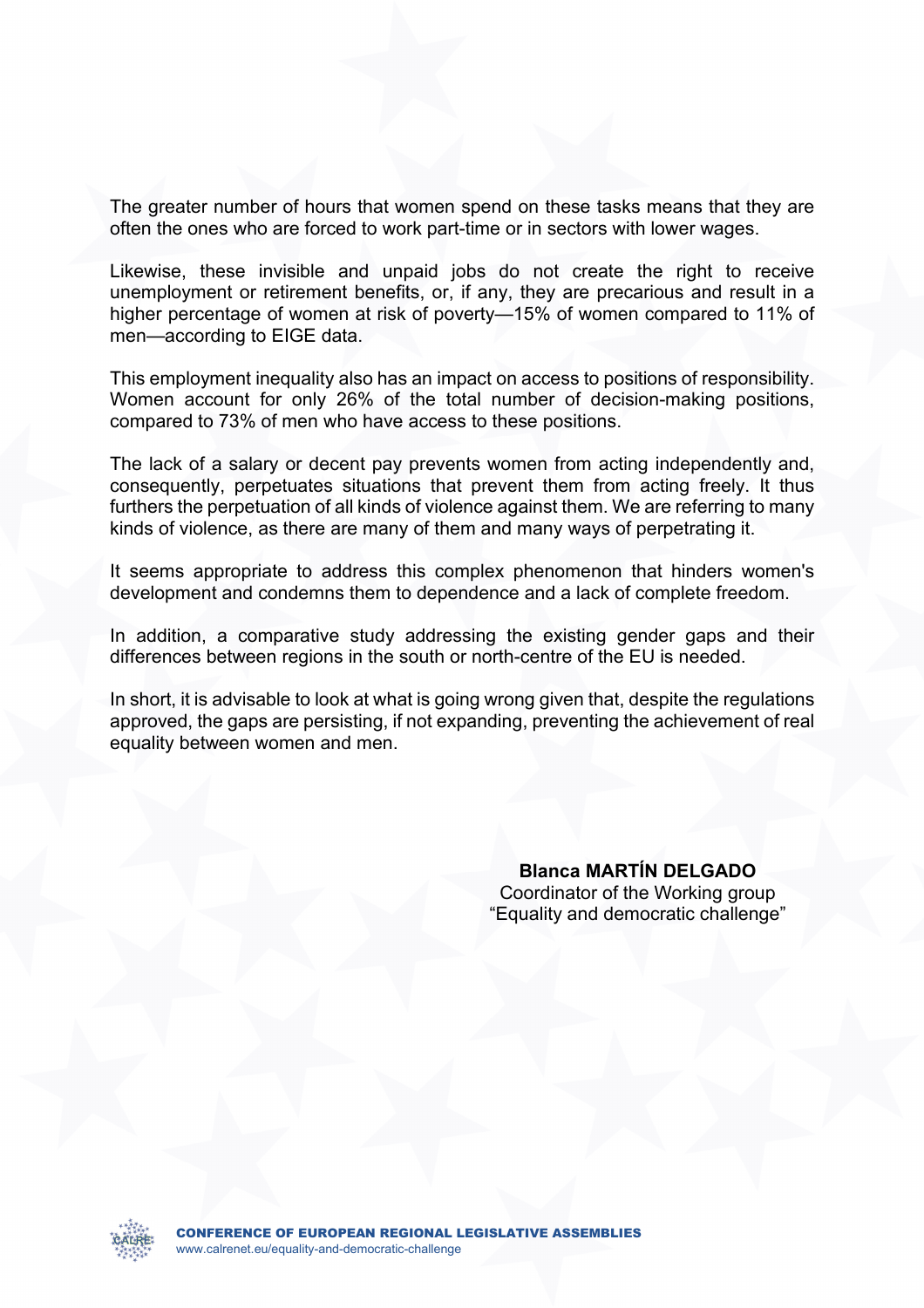The greater number of hours that women spend on these tasks means that they are often the ones who are forced to work part-time or in sectors with lower wages.

Likewise, these invisible and unpaid jobs do not create the right to receive unemployment or retirement benefits, or, if any, they are precarious and result in a higher percentage of women at risk of poverty—15% of women compared to 11% of men—according to EIGE data.

This employment inequality also has an impact on access to positions of responsibility. Women account for only 26% of the total number of decision-making positions, compared to 73% of men who have access to these positions.

The lack of a salary or decent pay prevents women from acting independently and, consequently, perpetuates situations that prevent them from acting freely. It thus furthers the perpetuation of all kinds of violence against them. We are referring to many kinds of violence, as there are many of them and many ways of perpetrating it.

It seems appropriate to address this complex phenomenon that hinders women's development and condemns them to dependence and a lack of complete freedom.

In addition, a comparative study addressing the existing gender gaps and their differences between regions in the south or north-centre of the EU is needed.

In short, it is advisable to look at what is going wrong given that, despite the regulations approved, the gaps are persisting, if not expanding, preventing the achievement of real equality between women and men.

**Blanca MARTÍN DELGADO**
Coordinator of the Working group
"Equality and democratic challenge"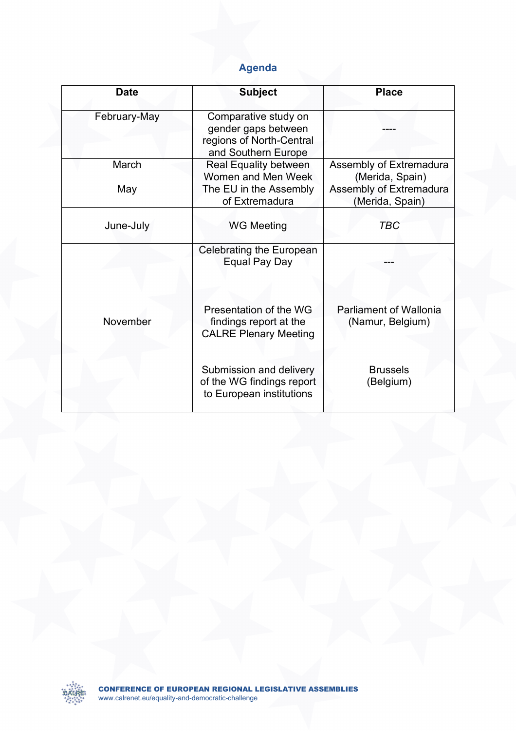## Agenda

| Date | Subject | Place |
|---|---|---|
| February-May | Comparative study on gender gaps between regions of North-Central and Southern Europe | ---- |
| March | Real Equality between Women and Men Week | Assembly of Extremadura (Merida, Spain) |
| May | The EU in the Assembly of Extremadura | Assembly of Extremadura (Merida, Spain) |
| June-July | WG Meeting | *TBC* |
| November | Celebrating the European Equal Pay Day | --- |
| | Presentation of the WG findings report at the CALRE Plenary Meeting | Parliament of Wallonia (Namur, Belgium) |
| | Submission and delivery of the WG findings report to European institutions | Brussels (Belgium) |